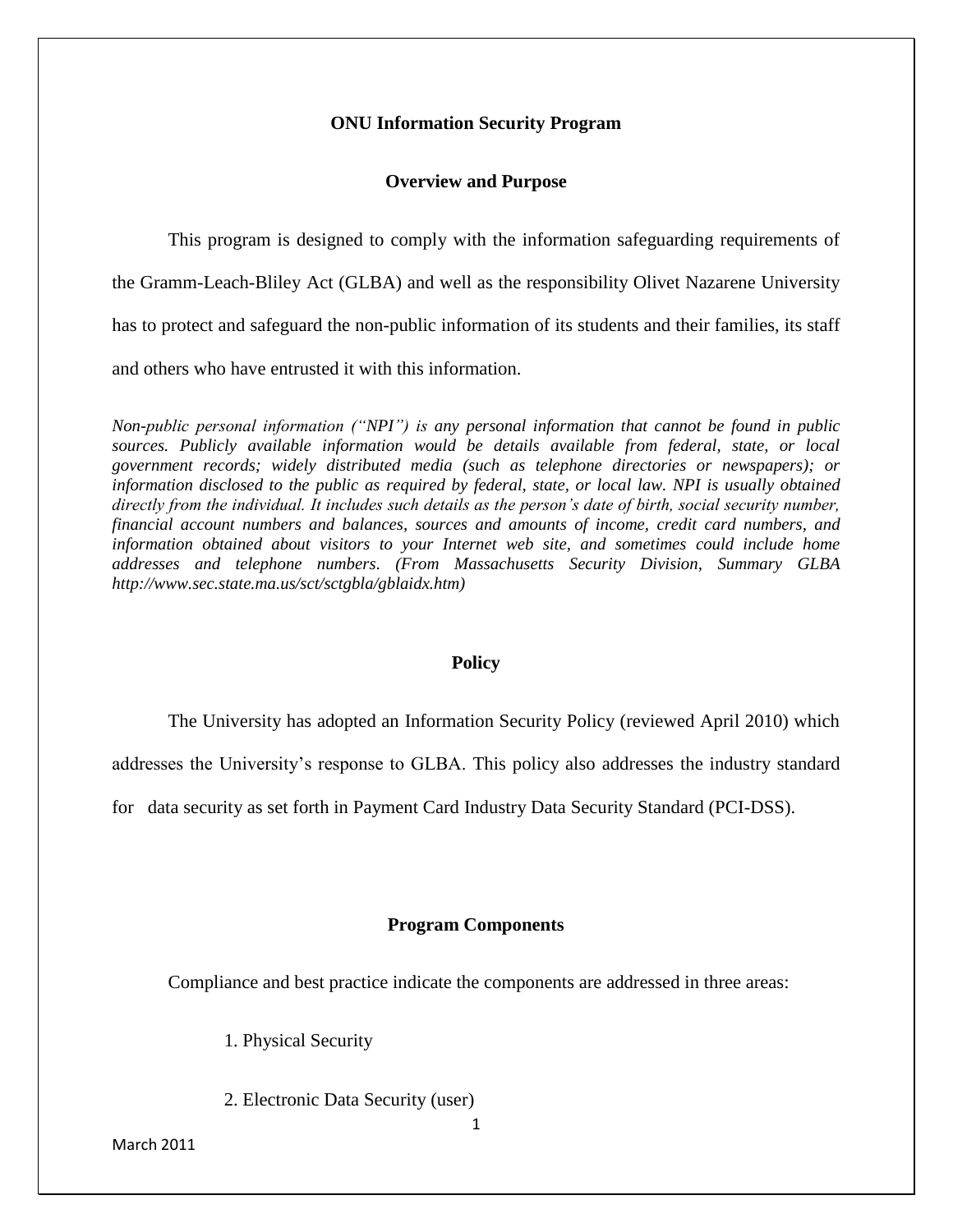# ONU Information Security Program

## Overview and Purpose

This program is designed to comply with the information safeguarding requirements of the Gramm-Leach-Bliley Act (GLBA) and well as the responsibility Olivet Nazarene University has to protect and safeguard the non-public information of its students and their families, its staff and others who have entrusted it with this information.

*Non-public personal information ("NPI") is any personal information that cannot be found in public sources. Publicly available information would be details available from federal, state, or local government records; widely distributed media (such as telephone directories or newspapers); or information disclosed to the public as required by federal, state, or local law. NPI is usually obtained directly from the individual. It includes such details as the person's date of birth, social security number, financial account numbers and balances, sources and amounts of income, credit card numbers, and information obtained about visitors to your Internet web site, and sometimes could include home addresses and telephone numbers. (From Massachusetts Security Division, Summary GLBA http://www.sec.state.ma.us/sct/sctgbla/gblaidx.htm)*

## Policy

The University has adopted an Information Security Policy (reviewed April 2010) which addresses the University's response to GLBA. This policy also addresses the industry standard for data security as set forth in Payment Card Industry Data Security Standard (PCI-DSS).

## Program Components

Compliance and best practice indicate the components are addressed in three areas:

1. Physical Security
2. Electronic Data Security (user)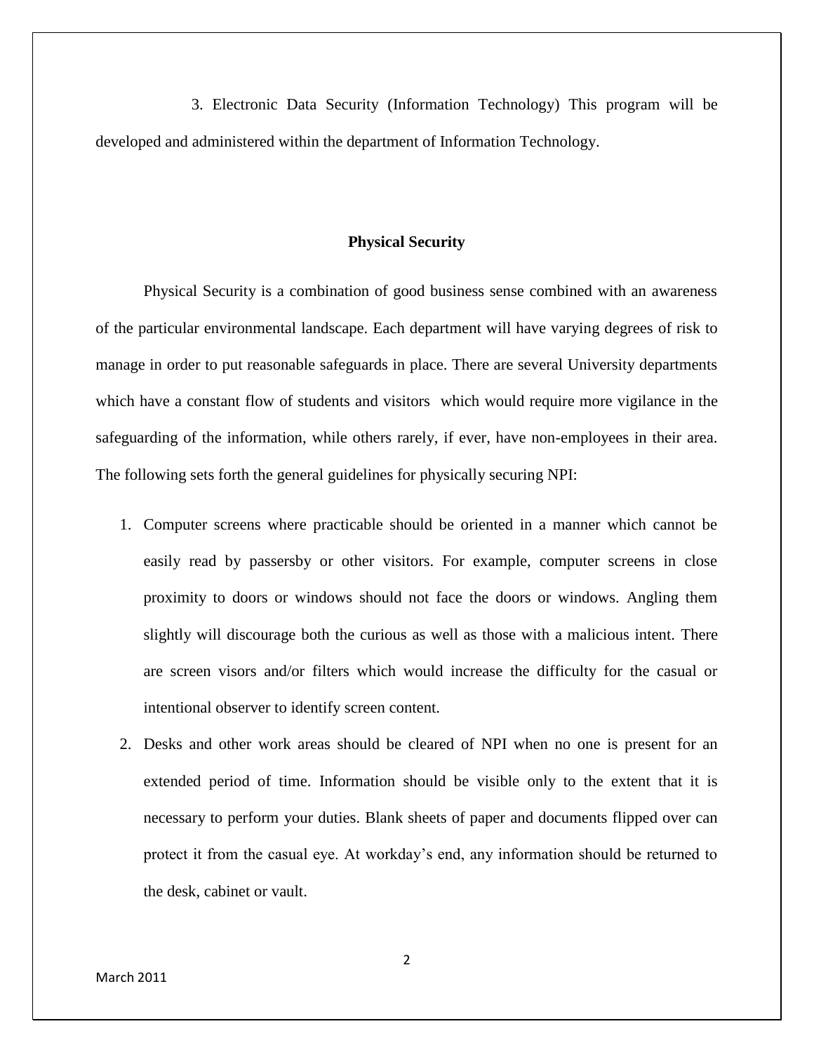3. Electronic Data Security (Information Technology) This program will be developed and administered within the department of Information Technology.

## Physical Security

Physical Security is a combination of good business sense combined with an awareness of the particular environmental landscape. Each department will have varying degrees of risk to manage in order to put reasonable safeguards in place. There are several University departments which have a constant flow of students and visitors which would require more vigilance in the safeguarding of the information, while others rarely, if ever, have non-employees in their area. The following sets forth the general guidelines for physically securing NPI:

1. Computer screens where practicable should be oriented in a manner which cannot be easily read by passersby or other visitors. For example, computer screens in close proximity to doors or windows should not face the doors or windows. Angling them slightly will discourage both the curious as well as those with a malicious intent. There are screen visors and/or filters which would increase the difficulty for the casual or intentional observer to identify screen content.
2. Desks and other work areas should be cleared of NPI when no one is present for an extended period of time. Information should be visible only to the extent that it is necessary to perform your duties. Blank sheets of paper and documents flipped over can protect it from the casual eye. At workday's end, any information should be returned to the desk, cabinet or vault.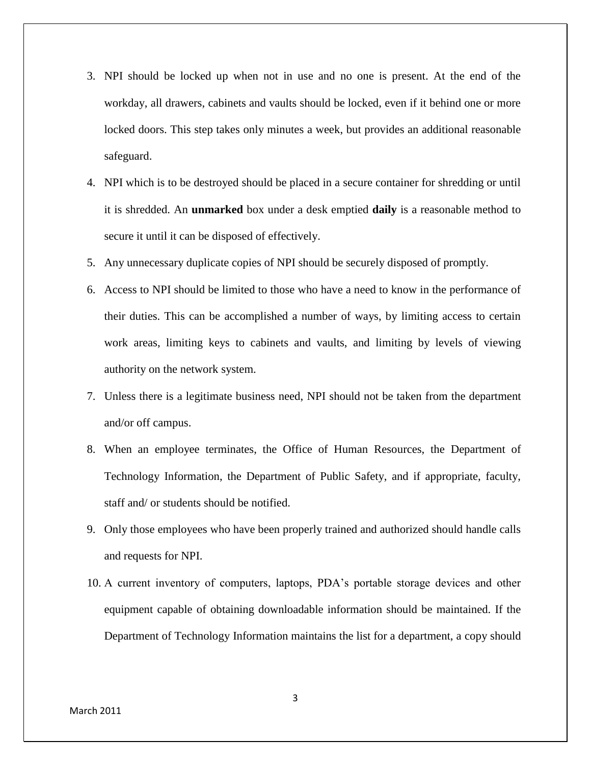3. NPI should be locked up when not in use and no one is present. At the end of the workday, all drawers, cabinets and vaults should be locked, even if it behind one or more locked doors. This step takes only minutes a week, but provides an additional reasonable safeguard.
4. NPI which is to be destroyed should be placed in a secure container for shredding or until it is shredded. An **unmarked** box under a desk emptied **daily** is a reasonable method to secure it until it can be disposed of effectively.
5. Any unnecessary duplicate copies of NPI should be securely disposed of promptly.
6. Access to NPI should be limited to those who have a need to know in the performance of their duties. This can be accomplished a number of ways, by limiting access to certain work areas, limiting keys to cabinets and vaults, and limiting by levels of viewing authority on the network system.
7. Unless there is a legitimate business need, NPI should not be taken from the department and/or off campus.
8. When an employee terminates, the Office of Human Resources, the Department of Technology Information, the Department of Public Safety, and if appropriate, faculty, staff and/ or students should be notified.
9. Only those employees who have been properly trained and authorized should handle calls and requests for NPI.
10. A current inventory of computers, laptops, PDA's portable storage devices and other equipment capable of obtaining downloadable information should be maintained. If the Department of Technology Information maintains the list for a department, a copy should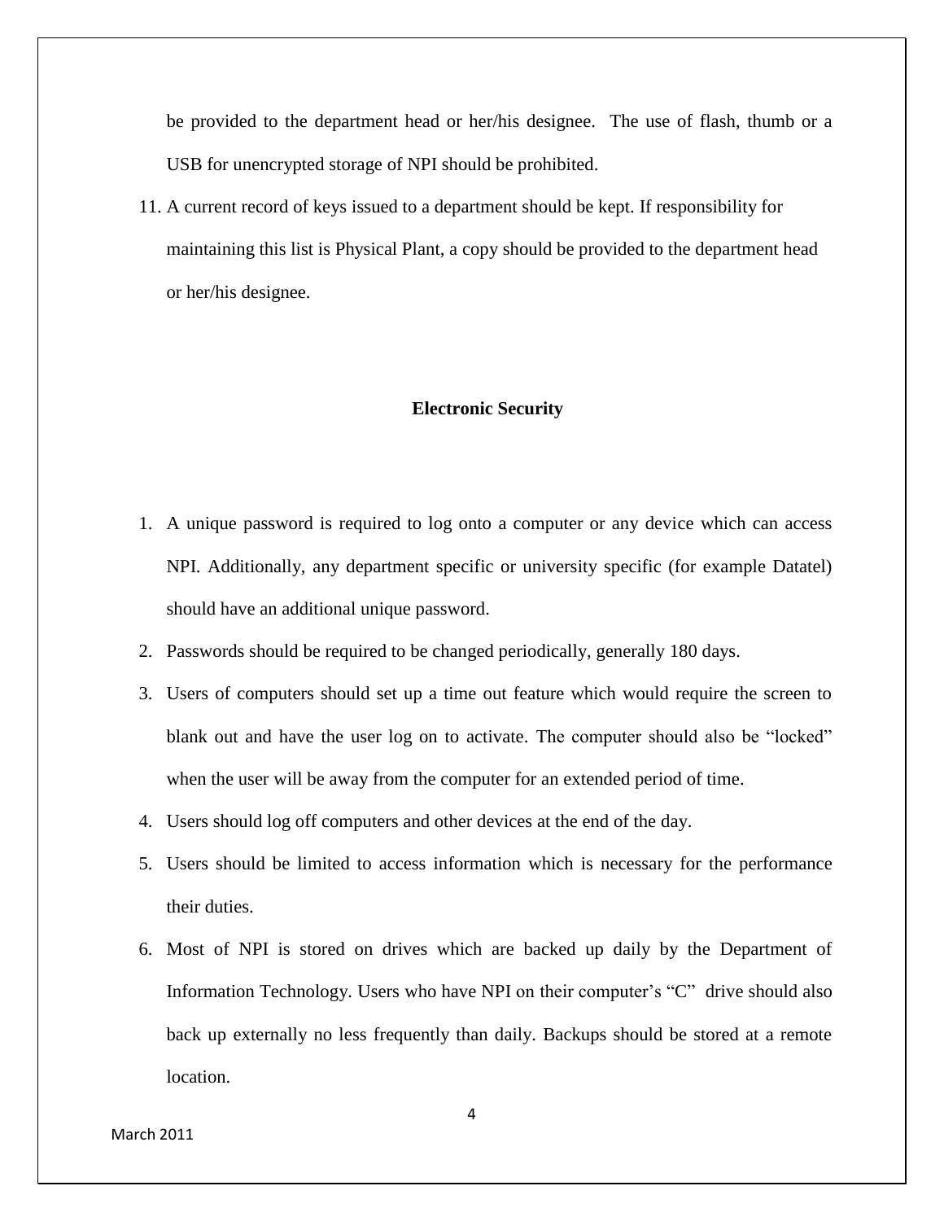be provided to the department head or her/his designee. The use of flash, thumb or a USB for unencrypted storage of NPI should be prohibited.

11. A current record of keys issued to a department should be kept. If responsibility for maintaining this list is Physical Plant, a copy should be provided to the department head or her/his designee.

## Electronic Security

1. A unique password is required to log onto a computer or any device which can access NPI. Additionally, any department specific or university specific (for example Datatel) should have an additional unique password.
2. Passwords should be required to be changed periodically, generally 180 days.
3. Users of computers should set up a time out feature which would require the screen to blank out and have the user log on to activate. The computer should also be "locked" when the user will be away from the computer for an extended period of time.
4. Users should log off computers and other devices at the end of the day.
5. Users should be limited to access information which is necessary for the performance their duties.
6. Most of NPI is stored on drives which are backed up daily by the Department of Information Technology. Users who have NPI on their computer's "C" drive should also back up externally no less frequently than daily. Backups should be stored at a remote location.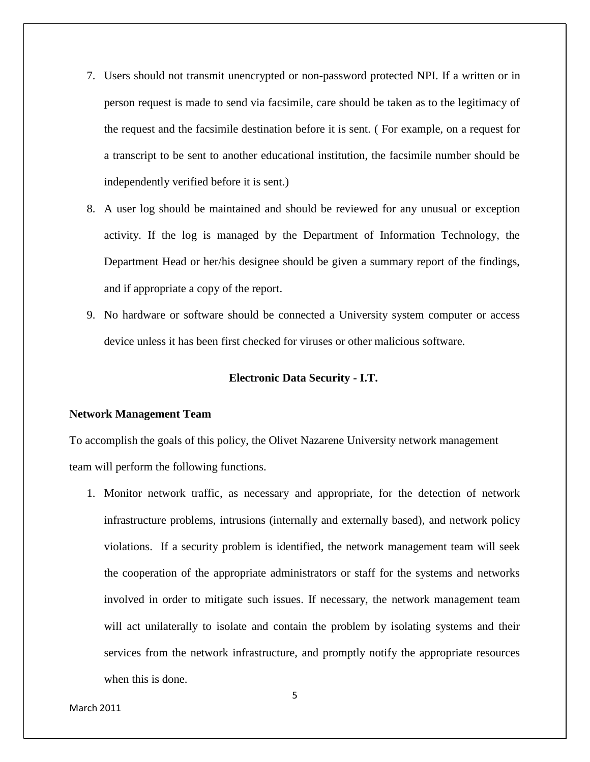7. Users should not transmit unencrypted or non-password protected NPI. If a written or in person request is made to send via facsimile, care should be taken as to the legitimacy of the request and the facsimile destination before it is sent. ( For example, on a request for a transcript to be sent to another educational institution, the facsimile number should be independently verified before it is sent.)
8. A user log should be maintained and should be reviewed for any unusual or exception activity. If the log is managed by the Department of Information Technology, the Department Head or her/his designee should be given a summary report of the findings, and if appropriate a copy of the report.
9. No hardware or software should be connected a University system computer or access device unless it has been first checked for viruses or other malicious software.

## Electronic Data Security - I.T.

**Network Management Team**

To accomplish the goals of this policy, the Olivet Nazarene University network management team will perform the following functions.

1. Monitor network traffic, as necessary and appropriate, for the detection of network infrastructure problems, intrusions (internally and externally based), and network policy violations. If a security problem is identified, the network management team will seek the cooperation of the appropriate administrators or staff for the systems and networks involved in order to mitigate such issues. If necessary, the network management team will act unilaterally to isolate and contain the problem by isolating systems and their services from the network infrastructure, and promptly notify the appropriate resources when this is done.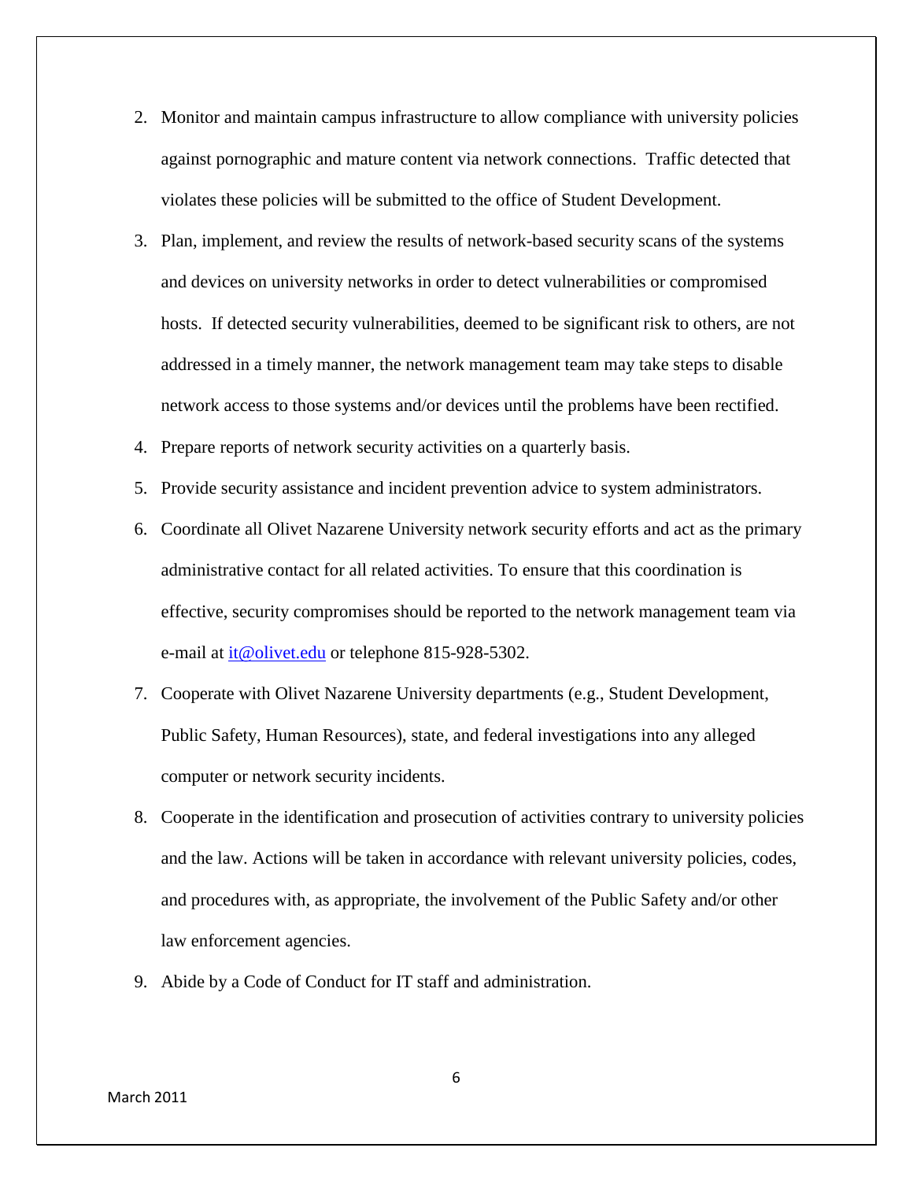2. Monitor and maintain campus infrastructure to allow compliance with university policies against pornographic and mature content via network connections. Traffic detected that violates these policies will be submitted to the office of Student Development.
3. Plan, implement, and review the results of network-based security scans of the systems and devices on university networks in order to detect vulnerabilities or compromised hosts. If detected security vulnerabilities, deemed to be significant risk to others, are not addressed in a timely manner, the network management team may take steps to disable network access to those systems and/or devices until the problems have been rectified.
4. Prepare reports of network security activities on a quarterly basis.
5. Provide security assistance and incident prevention advice to system administrators.
6. Coordinate all Olivet Nazarene University network security efforts and act as the primary administrative contact for all related activities. To ensure that this coordination is effective, security compromises should be reported to the network management team via e-mail at [it@olivet.edu](mailto:it@olivet.edu) or telephone 815-928-5302.
7. Cooperate with Olivet Nazarene University departments (e.g., Student Development, Public Safety, Human Resources), state, and federal investigations into any alleged computer or network security incidents.
8. Cooperate in the identification and prosecution of activities contrary to university policies and the law. Actions will be taken in accordance with relevant university policies, codes, and procedures with, as appropriate, the involvement of the Public Safety and/or other law enforcement agencies.
9. Abide by a Code of Conduct for IT staff and administration.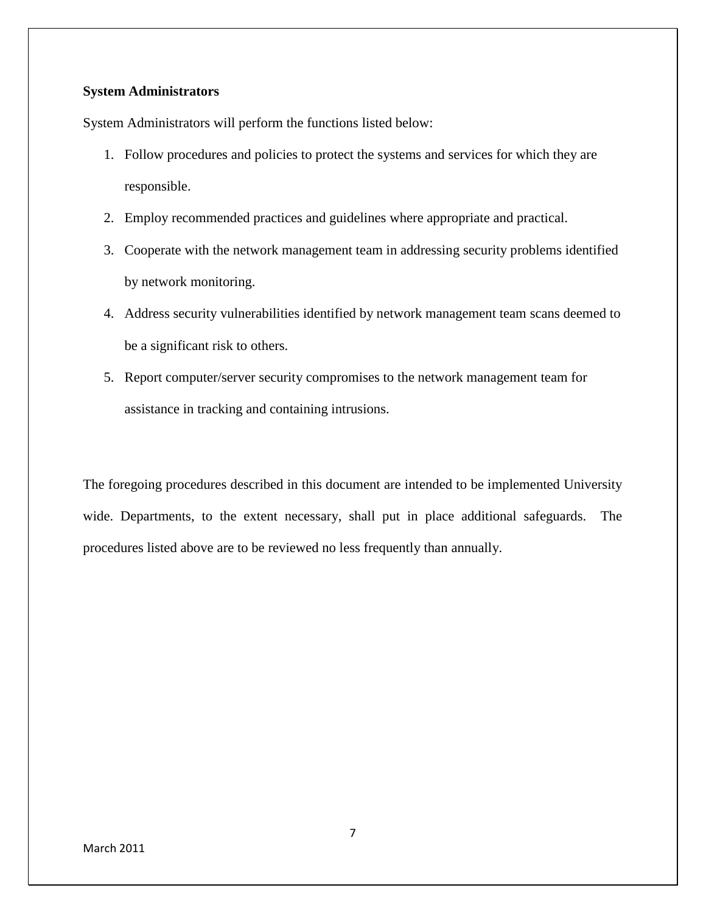**System Administrators**

System Administrators will perform the functions listed below:

1. Follow procedures and policies to protect the systems and services for which they are responsible.
2. Employ recommended practices and guidelines where appropriate and practical.
3. Cooperate with the network management team in addressing security problems identified by network monitoring.
4. Address security vulnerabilities identified by network management team scans deemed to be a significant risk to others.
5. Report computer/server security compromises to the network management team for assistance in tracking and containing intrusions.

The foregoing procedures described in this document are intended to be implemented University wide. Departments, to the extent necessary, shall put in place additional safeguards. The procedures listed above are to be reviewed no less frequently than annually.